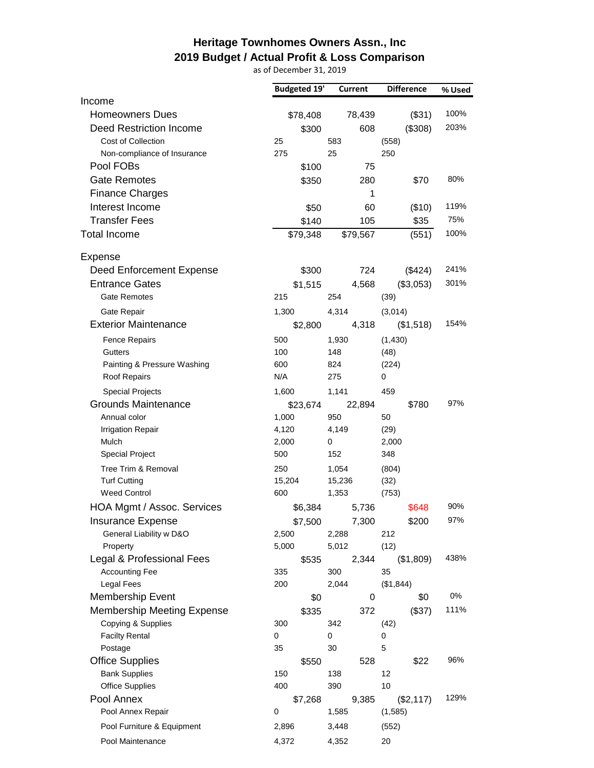# Heritage Townhomes Owners Assn., Inc
## 2019 Budget / Actual Profit & Loss Comparison
as of December 31, 2019

| | Budgeted 19' | Current | Difference | % Used |
|---|---|---|---|---|
| Income | | | | |
| Homeowners Dues | $78,408 | 78,439 | ($31) | 100% |
| Deed Restriction Income | $300 | 608 | ($308) | 203% |
| Cost of Collection | 25 | 583 | (558) | |
| Non-compliance of Insurance | 275 | 25 | 250 | |
| Pool FOBs | $100 | 75 | | |
| Gate Remotes | $350 | 280 | $70 | 80% |
| Finance Charges | | 1 | | |
| Interest Income | $50 | 60 | ($10) | 119% |
| Transfer Fees | $140 | 105 | $35 | 75% |
| Total Income | $79,348 | $79,567 | (551) | 100% |
| Expense | | | | |
| Deed Enforcement Expense | $300 | 724 | ($424) | 241% |
| Entrance Gates | $1,515 | 4,568 | ($3,053) | 301% |
| Gate Remotes | 215 | 254 | (39) | |
| Gate Repair | 1,300 | 4,314 | (3,014) | |
| Exterior Maintenance | $2,800 | 4,318 | ($1,518) | 154% |
| Fence Repairs | 500 | 1,930 | (1,430) | |
| Gutters | 100 | 148 | (48) | |
| Painting & Pressure Washing | 600 | 824 | (224) | |
| Roof Repairs | N/A | 275 | 0 | |
| Special Projects | 1,600 | 1,141 | 459 | |
| Grounds Maintenance | $23,674 | 22,894 | $780 | 97% |
| Annual color | 1,000 | 950 | 50 | |
| Irrigation Repair | 4,120 | 4,149 | (29) | |
| Mulch | 2,000 | 0 | 2,000 | |
| Special Project | 500 | 152 | 348 | |
| Tree Trim & Removal | 250 | 1,054 | (804) | |
| Turf Cutting | 15,204 | 15,236 | (32) | |
| Weed Control | 600 | 1,353 | (753) | |
| HOA Mgmt / Assoc. Services | $6,384 | 5,736 | $648 | 90% |
| Insurance Expense | $7,500 | 7,300 | $200 | 97% |
| General Liability w D&O | 2,500 | 2,288 | 212 | |
| Property | 5,000 | 5,012 | (12) | |
| Legal & Professional Fees | $535 | 2,344 | ($1,809) | 438% |
| Accounting Fee | 335 | 300 | 35 | |
| Legal Fees | 200 | 2,044 | ($1,844) | |
| Membership Event | $0 | 0 | $0 | 0% |
| Membership Meeting Expense | $335 | 372 | ($37) | 111% |
| Copying & Supplies | 300 | 342 | (42) | |
| Facilty Rental | 0 | 0 | 0 | |
| Postage | 35 | 30 | 5 | |
| Office Supplies | $550 | 528 | $22 | 96% |
| Bank Supplies | 150 | 138 | 12 | |
| Office Supplies | 400 | 390 | 10 | |
| Pool Annex | $7,268 | 9,385 | ($2,117) | 129% |
| Pool Annex Repair | 0 | 1,585 | (1,585) | |
| Pool Furniture & Equipment | 2,896 | 3,448 | (552) | |
| Pool Maintenance | 4,372 | 4,352 | 20 | |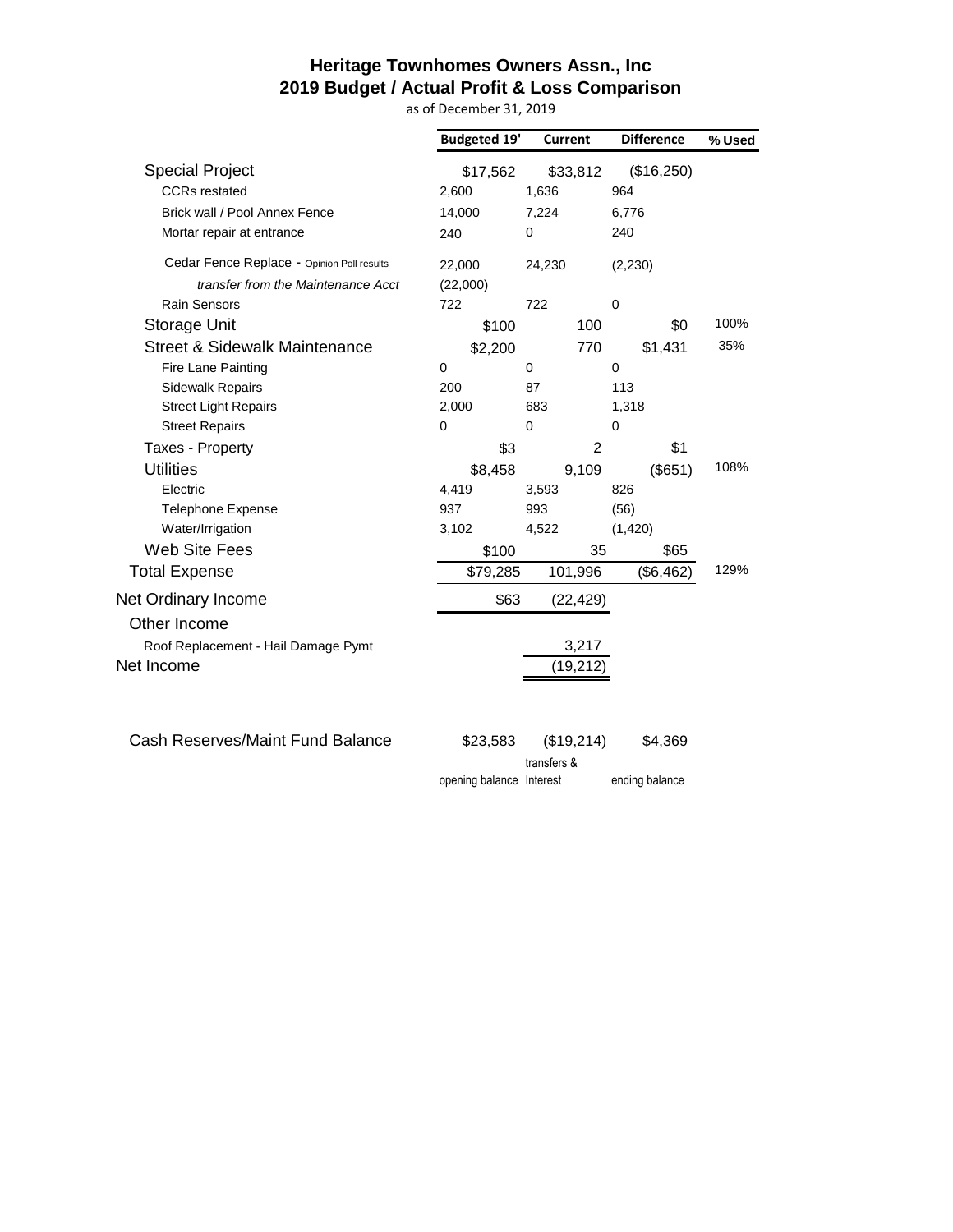# Heritage Townhomes Owners Assn., Inc
## 2019 Budget / Actual Profit & Loss Comparison

as of December 31, 2019

| | Budgeted 19' | Current | Difference | % Used |
|---|---|---|---|---|
| Special Project | $17,562 | $33,812 | ($16,250) | |
| CCRs restated | 2,600 | 1,636 | 964 | |
| Brick wall / Pool Annex Fence | 14,000 | 7,224 | 6,776 | |
| Mortar repair at entrance | 240 | 0 | 240 | |
| Cedar Fence Replace - Opinion Poll results | 22,000 | 24,230 | (2,230) | |
| *transfer from the Maintenance Acct* | (22,000) | | | |
| Rain Sensors | 722 | 722 | 0 | |
| Storage Unit | $100 | 100 | $0 | 100% |
| Street & Sidewalk Maintenance | $2,200 | 770 | $1,431 | 35% |
| Fire Lane Painting | 0 | 0 | 0 | |
| Sidewalk Repairs | 200 | 87 | 113 | |
| Street Light Repairs | 2,000 | 683 | 1,318 | |
| Street Repairs | 0 | 0 | 0 | |
| Taxes - Property | $3 | 2 | $1 | |
| Utilities | $8,458 | 9,109 | ($651) | 108% |
| Electric | 4,419 | 3,593 | 826 | |
| Telephone Expense | 937 | 993 | (56) | |
| Water/Irrigation | 3,102 | 4,522 | (1,420) | |
| Web Site Fees | $100 | 35 | $65 | |
| Total Expense | $79,285 | 101,996 | ($6,462) | 129% |
| Net Ordinary Income | $63 | (22,429) | | |
| Other Income | | | | |
| Roof Replacement - Hail Damage Pymt | | 3,217 | | |
| Net Income | | (19,212) | | |

| | opening balance | transfers & Interest | ending balance |
|---|---|---|---|
| Cash Reserves/Maint Fund Balance | $23,583 | ($19,214) | $4,369 |